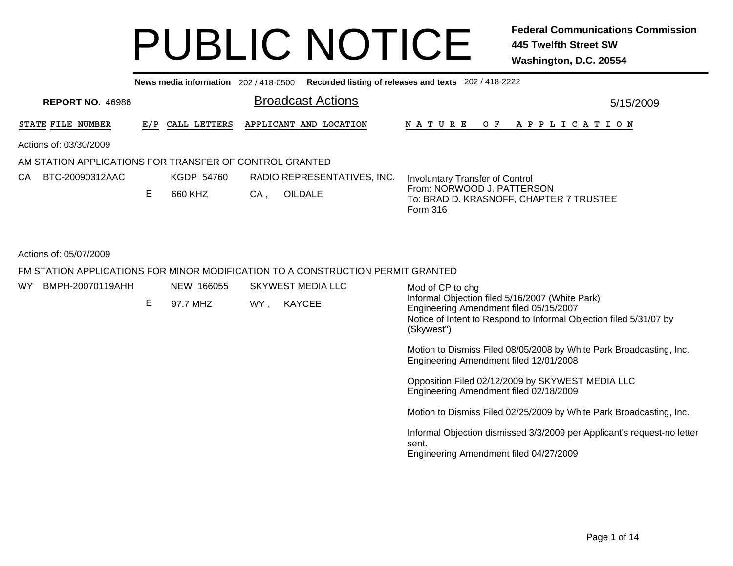# PUBLIC NOTICE

**Federal Communications Commission**
**445 Twelfth Street SW**
**Washington, D.C. 20554**

**News media information** 202 / 418-0500 **Recorded listing of releases and texts** 202 / 418-2222

**REPORT NO.** 46986

## Broadcast Actions

5/15/2009

| STATE | FILE NUMBER | E/P | CALL LETTERS | APPLICANT AND LOCATION | NATURE OF APPLICATION |
|---|---|---|---|---|---|

Actions of: 03/30/2009

AM STATION APPLICATIONS FOR TRANSFER OF CONTROL GRANTED

| STATE | FILE NUMBER | E/P | CALL LETTERS | APPLICANT AND LOCATION | NATURE OF APPLICATION |
|---|---|---|---|---|---|
| CA | BTC-20090312AAC | E | KGDP 54760<br>660 KHZ | RADIO REPRESENTATIVES, INC.<br>CA , OILDALE | Involuntary Transfer of Control<br>From: NORWOOD J. PATTERSON<br>To: BRAD D. KRASNOFF, CHAPTER 7 TRUSTEE<br>Form 316 |

Actions of: 05/07/2009

FM STATION APPLICATIONS FOR MINOR MODIFICATION TO A CONSTRUCTION PERMIT GRANTED

| STATE | FILE NUMBER | E/P | CALL LETTERS | APPLICANT AND LOCATION | NATURE OF APPLICATION |
|---|---|---|---|---|---|
| WY | BMPH-20070119AHH | E | NEW 166055<br>97.7 MHZ | SKYWEST MEDIA LLC<br>WY , KAYCEE | Mod of CP to chg<br>Informal Objection filed 5/16/2007 (White Park)<br>Engineering Amendment filed 05/15/2007<br>Notice of Intent to Respond to Informal Objection filed 5/31/07 by (Skywest")<br><br>Motion to Dismiss Filed 08/05/2008 by White Park Broadcasting, Inc.<br>Engineering Amendment filed 12/01/2008<br><br>Opposition Filed 02/12/2009 by SKYWEST MEDIA LLC<br>Engineering Amendment filed 02/18/2009<br><br>Motion to Dismiss Filed 02/25/2009 by White Park Broadcasting, Inc.<br><br>Informal Objection dismissed 3/3/2009 per Applicant's request-no letter sent.<br>Engineering Amendment filed 04/27/2009 |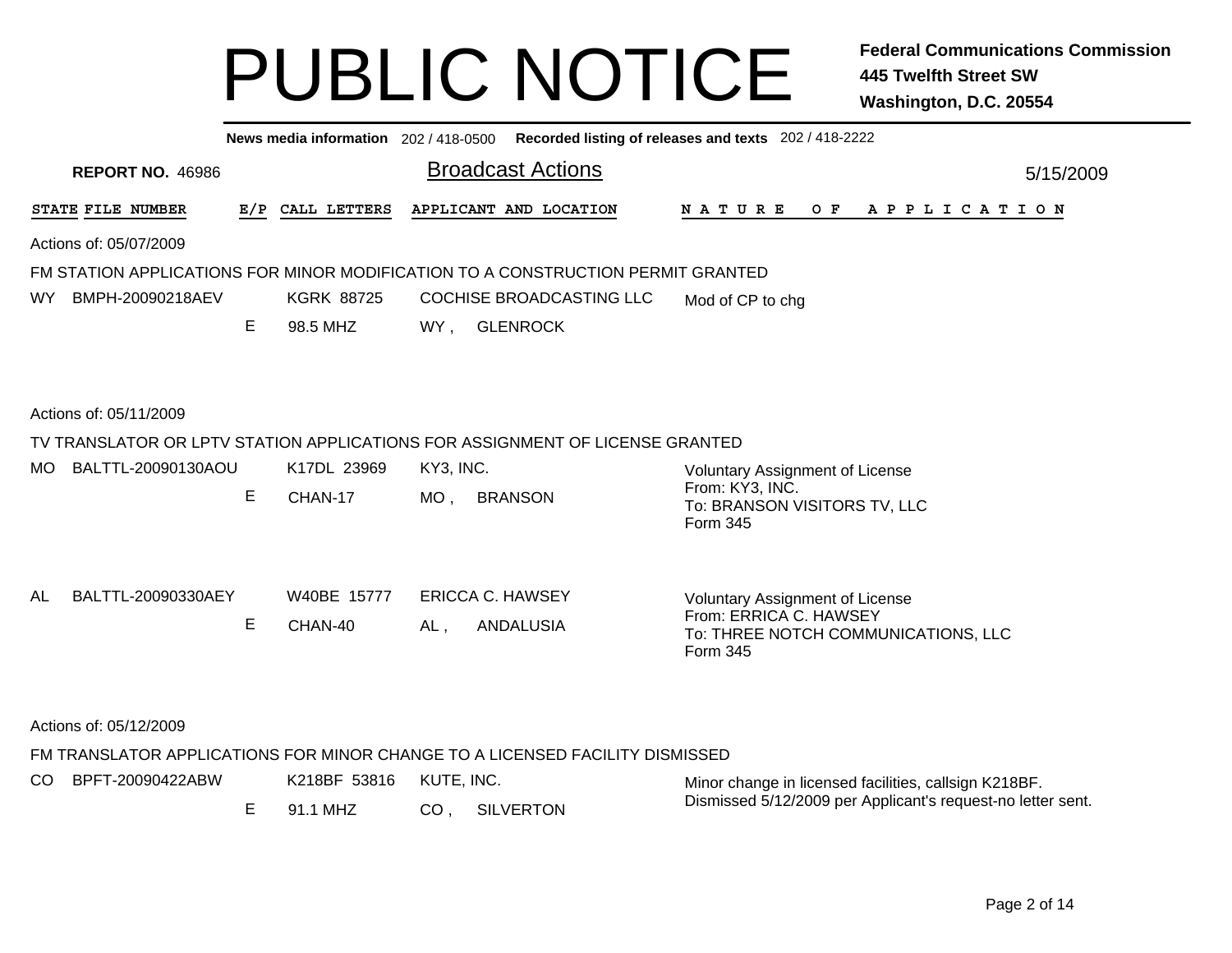# PUBLIC NOTICE

**Federal Communications Commission**
**445 Twelfth Street SW**
**Washington, D.C. 20554**

**News media information** 202 / 418-0500 **Recorded listing of releases and texts** 202 / 418-2222

**REPORT NO.** 46986

## Broadcast Actions

5/15/2009

| STATE | FILE NUMBER | E/P | CALL LETTERS | APPLICANT AND LOCATION | NATURE OF APPLICATION |
|---|---|---|---|---|---|

Actions of: 05/07/2009

FM STATION APPLICATIONS FOR MINOR MODIFICATION TO A CONSTRUCTION PERMIT GRANTED

| STATE | FILE NUMBER | E/P | CALL LETTERS | APPLICANT AND LOCATION | NATURE OF APPLICATION |
|---|---|---|---|---|---|
| WY | BMPH-20090218AEV | E | KGRK 88725<br>98.5 MHZ | COCHISE BROADCASTING LLC<br>WY , GLENROCK | Mod of CP to chg |

Actions of: 05/11/2009

TV TRANSLATOR OR LPTV STATION APPLICATIONS FOR ASSIGNMENT OF LICENSE GRANTED

| STATE | FILE NUMBER | E/P | CALL LETTERS | APPLICANT AND LOCATION | NATURE OF APPLICATION |
|---|---|---|---|---|---|
| MO | BALTTL-20090130AOU | E | K17DL 23969<br>CHAN-17 | KY3, INC.<br>MO , BRANSON | Voluntary Assignment of License<br>From: KY3, INC.<br>To: BRANSON VISITORS TV, LLC<br>Form 345 |
| AL | BALTTL-20090330AEY | E | W40BE 15777<br>CHAN-40 | ERICCA C. HAWSEY<br>AL , ANDALUSIA | Voluntary Assignment of License<br>From: ERRICA C. HAWSEY<br>To: THREE NOTCH COMMUNICATIONS, LLC<br>Form 345 |

Actions of: 05/12/2009

FM TRANSLATOR APPLICATIONS FOR MINOR CHANGE TO A LICENSED FACILITY DISMISSED

| STATE | FILE NUMBER | E/P | CALL LETTERS | APPLICANT AND LOCATION | NATURE OF APPLICATION |
|---|---|---|---|---|---|
| CO | BPFT-20090422ABW | E | K218BF 53816<br>91.1 MHZ | KUTE, INC.<br>CO , SILVERTON | Minor change in licensed facilities, callsign K218BF.<br>Dismissed 5/12/2009 per Applicant's request-no letter sent. |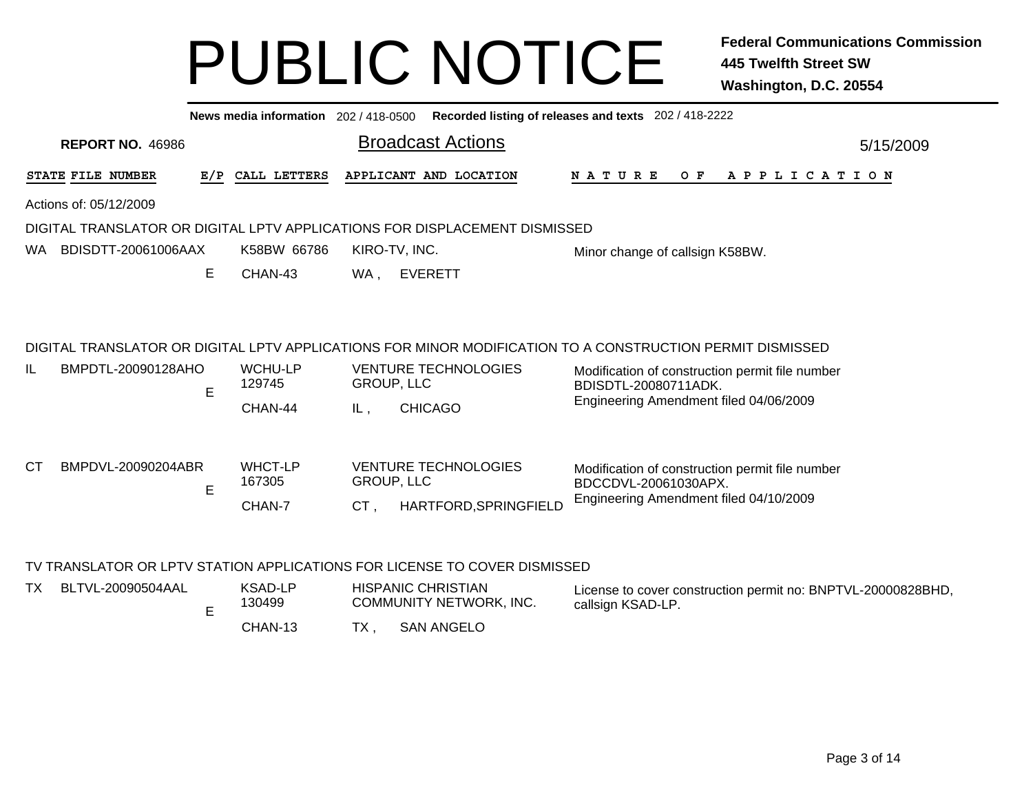# PUBLIC NOTICE

**Federal Communications Commission**
**445 Twelfth Street SW**
**Washington, D.C. 20554**

**News media information** 202 / 418-0500 **Recorded listing of releases and texts** 202 / 418-2222

**REPORT NO.** 46986

## Broadcast Actions

5/15/2009

| STATE | FILE NUMBER | E/P | CALL LETTERS | APPLICANT AND LOCATION | NATURE OF APPLICATION |
|---|---|---|---|---|---|

Actions of: 05/12/2009

### DIGITAL TRANSLATOR OR DIGITAL LPTV APPLICATIONS FOR DISPLACEMENT DISMISSED

| STATE | FILE NUMBER | E/P | CALL LETTERS | APPLICANT AND LOCATION | NATURE OF APPLICATION |
|---|---|---|---|---|---|
| WA | BDISDTT-20061006AAX | E | K58BW 66786<br>CHAN-43 | KIRO-TV, INC.<br>WA , EVERETT | Minor change of callsign K58BW. |

### DIGITAL TRANSLATOR OR DIGITAL LPTV APPLICATIONS FOR MINOR MODIFICATION TO A CONSTRUCTION PERMIT DISMISSED

| STATE | FILE NUMBER | E/P | CALL LETTERS | APPLICANT AND LOCATION | NATURE OF APPLICATION |
|---|---|---|---|---|---|
| IL | BMPDTL-20090128AHO | E | WCHU-LP<br>129745<br>CHAN-44 | VENTURE TECHNOLOGIES GROUP, LLC<br>IL , CHICAGO | Modification of construction permit file number BDISDTL-20080711ADK.<br>Engineering Amendment filed 04/06/2009 |
| CT | BMPDVL-20090204ABR | E | WHCT-LP<br>167305<br>CHAN-7 | VENTURE TECHNOLOGIES GROUP, LLC<br>CT , HARTFORD,SPRINGFIELD | Modification of construction permit file number BDCCDVL-20061030APX.<br>Engineering Amendment filed 04/10/2009 |

### TV TRANSLATOR OR LPTV STATION APPLICATIONS FOR LICENSE TO COVER DISMISSED

| STATE | FILE NUMBER | E/P | CALL LETTERS | APPLICANT AND LOCATION | NATURE OF APPLICATION |
|---|---|---|---|---|---|
| TX | BLTVL-20090504AAL | E | KSAD-LP<br>130499<br>CHAN-13 | HISPANIC CHRISTIAN COMMUNITY NETWORK, INC.<br>TX , SAN ANGELO | License to cover construction permit no: BNPTVL-20000828BHD, callsign KSAD-LP. |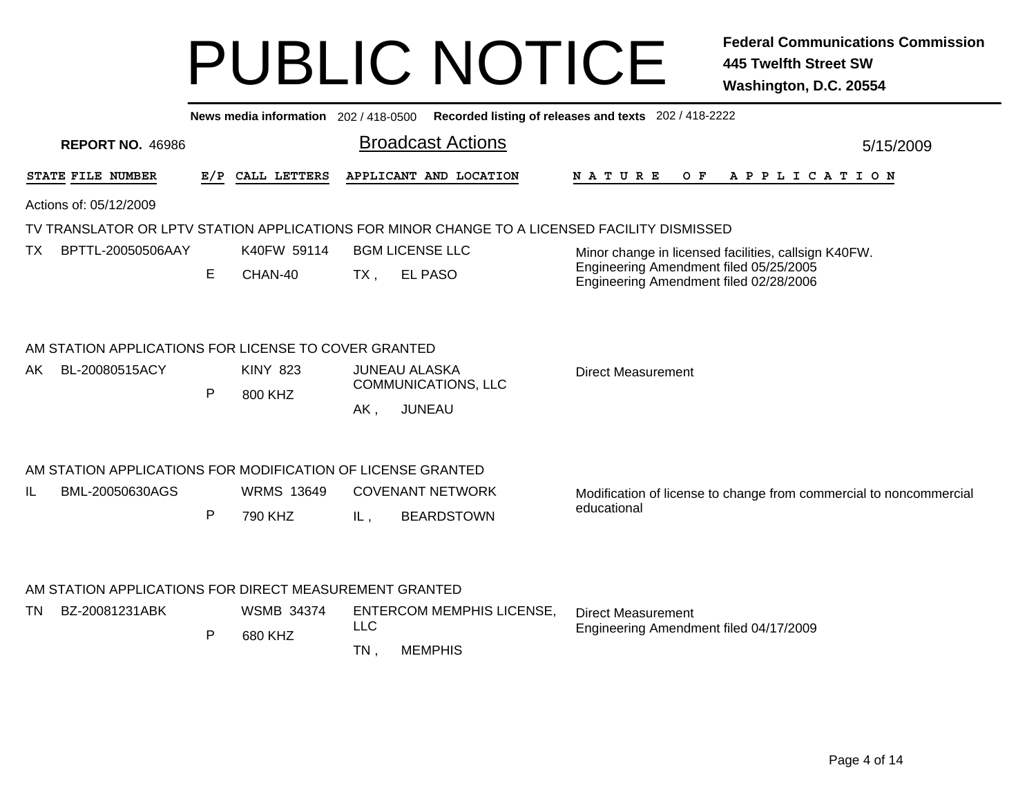# PUBLIC NOTICE

**Federal Communications Commission**
**445 Twelfth Street SW**
**Washington, D.C. 20554**

**News media information** 202 / 418-0500 **Recorded listing of releases and texts** 202 / 418-2222

**REPORT NO.** 46986

## Broadcast Actions

5/15/2009

| STATE | FILE NUMBER | E/P | CALL LETTERS | APPLICANT AND LOCATION | NATURE OF APPLICATION |
|---|---|---|---|---|---|

Actions of: 05/12/2009

### TV TRANSLATOR OR LPTV STATION APPLICATIONS FOR MINOR CHANGE TO A LICENSED FACILITY DISMISSED

| STATE | FILE NUMBER | E/P | CALL LETTERS | APPLICANT AND LOCATION | NATURE OF APPLICATION |
|---|---|---|---|---|---|
| TX | BPTTL-20050506AAY | E | K40FW 59114<br>CHAN-40 | BGM LICENSE LLC<br>TX , EL PASO | Minor change in licensed facilities, callsign K40FW.<br>Engineering Amendment filed 05/25/2005<br>Engineering Amendment filed 02/28/2006 |

### AM STATION APPLICATIONS FOR LICENSE TO COVER GRANTED

| STATE | FILE NUMBER | E/P | CALL LETTERS | APPLICANT AND LOCATION | NATURE OF APPLICATION |
|---|---|---|---|---|---|
| AK | BL-20080515ACY | P | KINY 823<br>800 KHZ | JUNEAU ALASKA COMMUNICATIONS, LLC<br>AK , JUNEAU | Direct Measurement |

### AM STATION APPLICATIONS FOR MODIFICATION OF LICENSE GRANTED

| STATE | FILE NUMBER | E/P | CALL LETTERS | APPLICANT AND LOCATION | NATURE OF APPLICATION |
|---|---|---|---|---|---|
| IL | BML-20050630AGS | P | WRMS 13649<br>790 KHZ | COVENANT NETWORK<br>IL , BEARDSTOWN | Modification of license to change from commercial to noncommercial educational |

### AM STATION APPLICATIONS FOR DIRECT MEASUREMENT GRANTED

| STATE | FILE NUMBER | E/P | CALL LETTERS | APPLICANT AND LOCATION | NATURE OF APPLICATION |
|---|---|---|---|---|---|
| TN | BZ-20081231ABK | P | WSMB 34374<br>680 KHZ | ENTERCOM MEMPHIS LICENSE, LLC<br>TN , MEMPHIS | Direct Measurement<br>Engineering Amendment filed 04/17/2009 |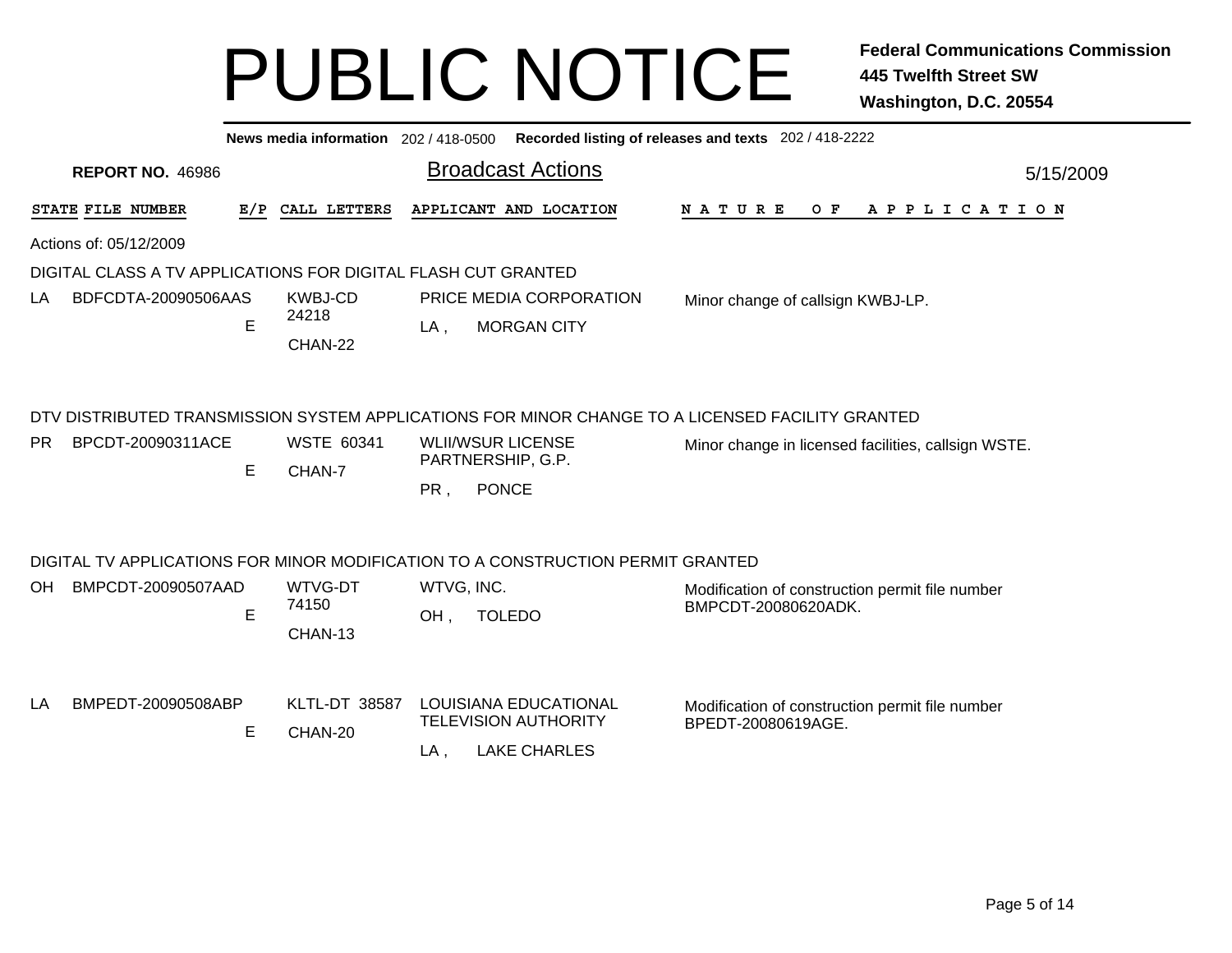# PUBLIC NOTICE

**Federal Communications Commission**
**445 Twelfth Street SW**
**Washington, D.C. 20554**

**News media information** 202 / 418-0500 **Recorded listing of releases and texts** 202 / 418-2222

**REPORT NO.** 46986

## Broadcast Actions

5/15/2009

| STATE | FILE NUMBER | E/P | CALL LETTERS | APPLICANT AND LOCATION | NATURE OF APPLICATION |
|---|---|---|---|---|---|

Actions of: 05/12/2009

### DIGITAL CLASS A TV APPLICATIONS FOR DIGITAL FLASH CUT GRANTED

| STATE | FILE NUMBER | E/P | CALL LETTERS | APPLICANT AND LOCATION | NATURE OF APPLICATION |
|---|---|---|---|---|---|
| LA | BDFCDTA-20090506AAS | E | KWBJ-CD 24218 CHAN-22 | PRICE MEDIA CORPORATION LA , MORGAN CITY | Minor change of callsign KWBJ-LP. |

### DTV DISTRIBUTED TRANSMISSION SYSTEM APPLICATIONS FOR MINOR CHANGE TO A LICENSED FACILITY GRANTED

| STATE | FILE NUMBER | E/P | CALL LETTERS | APPLICANT AND LOCATION | NATURE OF APPLICATION |
|---|---|---|---|---|---|
| PR | BPCDT-20090311ACE | E | WSTE 60341 CHAN-7 | WLII/WSUR LICENSE PARTNERSHIP, G.P. PR , PONCE | Minor change in licensed facilities, callsign WSTE. |

### DIGITAL TV APPLICATIONS FOR MINOR MODIFICATION TO A CONSTRUCTION PERMIT GRANTED

| STATE | FILE NUMBER | E/P | CALL LETTERS | APPLICANT AND LOCATION | NATURE OF APPLICATION |
|---|---|---|---|---|---|
| OH | BMPCDT-20090507AAD | E | WTVG-DT 74150 CHAN-13 | WTVG, INC. OH , TOLEDO | Modification of construction permit file number BMPCDT-20080620ADK. |
| LA | BMPEDT-20090508ABP | E | KLTL-DT 38587 CHAN-20 | LOUISIANA EDUCATIONAL TELEVISION AUTHORITY LA , LAKE CHARLES | Modification of construction permit file number BPEDT-20080619AGE. |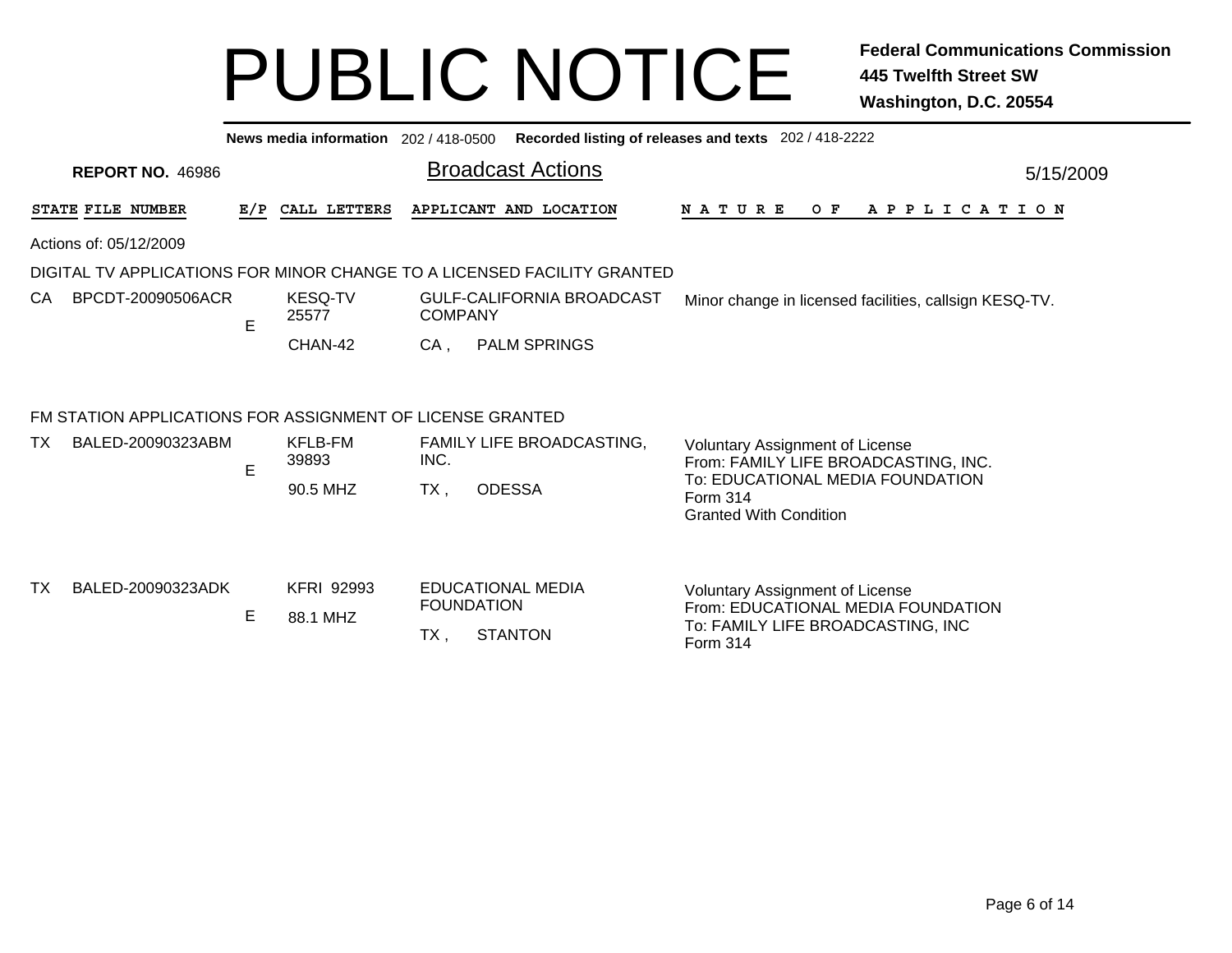# PUBLIC NOTICE

**Federal Communications Commission**
**445 Twelfth Street SW**
**Washington, D.C. 20554**

**News media information** 202 / 418-0500 **Recorded listing of releases and texts** 202 / 418-2222

**REPORT NO.** 46986

## Broadcast Actions

5/15/2009

Actions of: 05/12/2009

### DIGITAL TV APPLICATIONS FOR MINOR CHANGE TO A LICENSED FACILITY GRANTED

| STATE | FILE NUMBER | E/P | CALL LETTERS | APPLICANT AND LOCATION | NATURE OF APPLICATION |
|---|---|---|---|---|---|
| CA | BPCDT-20090506ACR | E | KESQ-TV 25577 CHAN-42 | GULF-CALIFORNIA BROADCAST COMPANY CA , PALM SPRINGS | Minor change in licensed facilities, callsign KESQ-TV. |

### FM STATION APPLICATIONS FOR ASSIGNMENT OF LICENSE GRANTED

| STATE | FILE NUMBER | E/P | CALL LETTERS | APPLICANT AND LOCATION | NATURE OF APPLICATION |
|---|---|---|---|---|---|
| TX | BALED-20090323ABM | E | KFLB-FM 39893 90.5 MHZ | FAMILY LIFE BROADCASTING, INC. TX , ODESSA | Voluntary Assignment of License From: FAMILY LIFE BROADCASTING, INC. To: EDUCATIONAL MEDIA FOUNDATION Form 314 Granted With Condition |
| TX | BALED-20090323ADK | E | KFRI 92993 88.1 MHZ | EDUCATIONAL MEDIA FOUNDATION TX , STANTON | Voluntary Assignment of License From: EDUCATIONAL MEDIA FOUNDATION To: FAMILY LIFE BROADCASTING, INC Form 314 |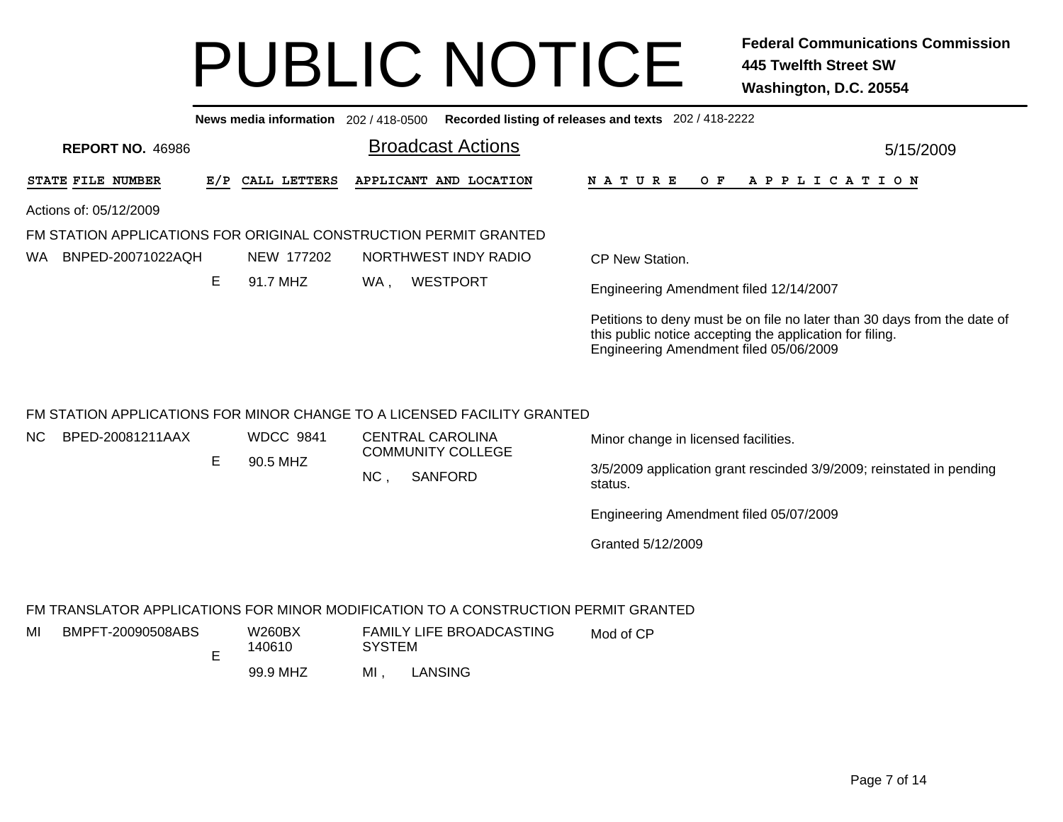# PUBLIC NOTICE

**Federal Communications Commission**
**445 Twelfth Street SW**
**Washington, D.C. 20554**

**News media information** 202 / 418-0500 **Recorded listing of releases and texts** 202 / 418-2222

**REPORT NO.** 46986

## Broadcast Actions

5/15/2009

| STATE | FILE NUMBER | E/P | CALL LETTERS | APPLICANT AND LOCATION | NATURE OF APPLICATION |
|---|---|---|---|---|---|

Actions of: 05/12/2009

### FM STATION APPLICATIONS FOR ORIGINAL CONSTRUCTION PERMIT GRANTED

| STATE | FILE NUMBER | E/P | CALL LETTERS | APPLICANT AND LOCATION | NATURE OF APPLICATION |
|---|---|---|---|---|---|
| WA | BNPED-20071022AQH | E | NEW 177202<br>91.7 MHZ | NORTHWEST INDY RADIO<br>WA , WESTPORT | CP New Station.<br><br>Engineering Amendment filed 12/14/2007<br><br>Petitions to deny must be on file no later than 30 days from the date of this public notice accepting the application for filing.<br>Engineering Amendment filed 05/06/2009 |

### FM STATION APPLICATIONS FOR MINOR CHANGE TO A LICENSED FACILITY GRANTED

| STATE | FILE NUMBER | E/P | CALL LETTERS | APPLICANT AND LOCATION | NATURE OF APPLICATION |
|---|---|---|---|---|---|
| NC | BPED-20081211AAX | E | WDCC 9841<br>90.5 MHZ | CENTRAL CAROLINA COMMUNITY COLLEGE<br>NC , SANFORD | Minor change in licensed facilities.<br><br>3/5/2009 application grant rescinded 3/9/2009; reinstated in pending status.<br><br>Engineering Amendment filed 05/07/2009<br><br>Granted 5/12/2009 |

### FM TRANSLATOR APPLICATIONS FOR MINOR MODIFICATION TO A CONSTRUCTION PERMIT GRANTED

| STATE | FILE NUMBER | E/P | CALL LETTERS | APPLICANT AND LOCATION | NATURE OF APPLICATION |
|---|---|---|---|---|---|
| MI | BMPFT-20090508ABS | E | W260BX 140610<br>99.9 MHZ | FAMILY LIFE BROADCASTING SYSTEM<br>MI , LANSING | Mod of CP |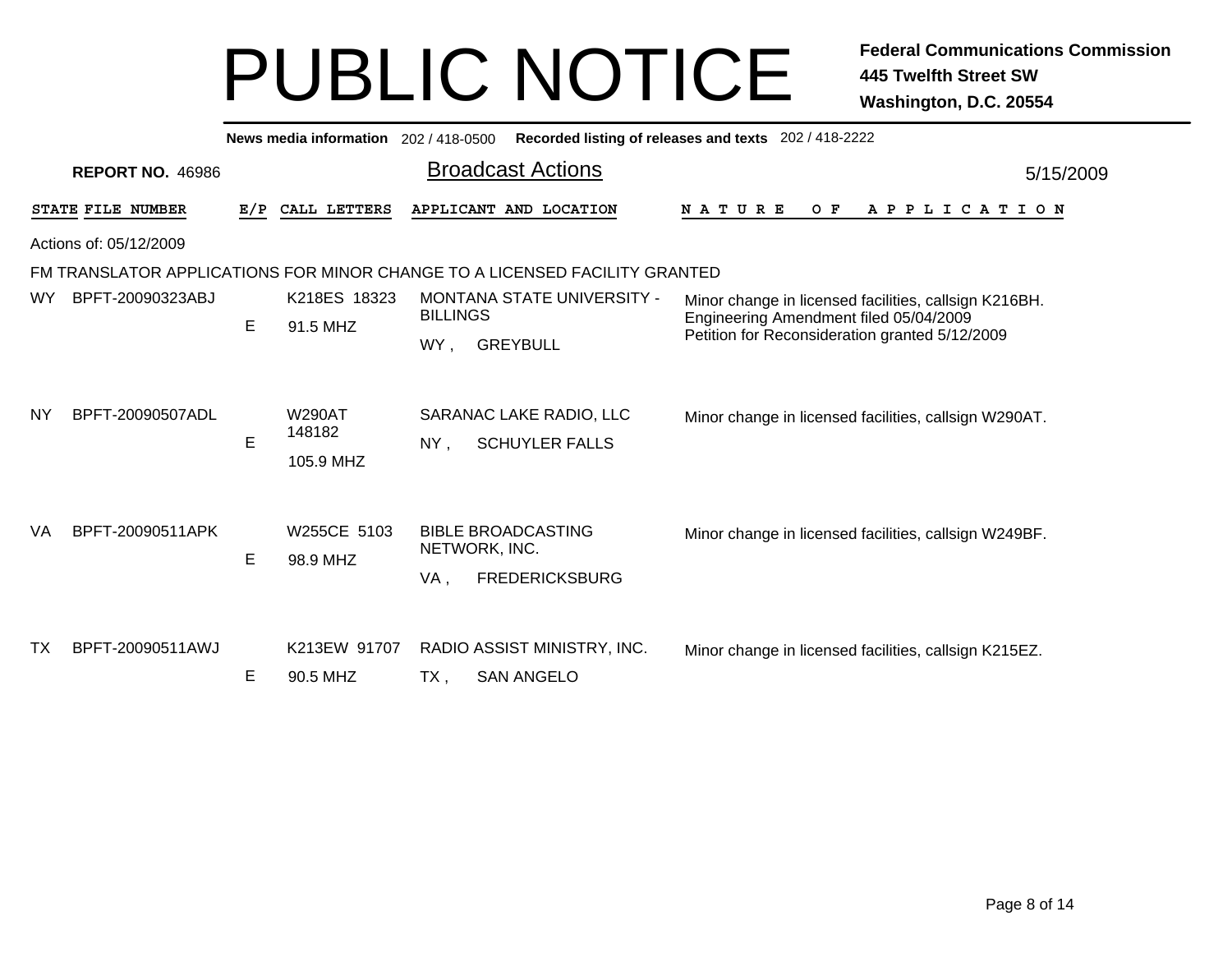# PUBLIC NOTICE

**Federal Communications Commission**
**445 Twelfth Street SW**
**Washington, D.C. 20554**

**News media information** 202 / 418-0500 **Recorded listing of releases and texts** 202 / 418-2222

**REPORT NO.** 46986

## Broadcast Actions

5/15/2009

Actions of: 05/12/2009

FM TRANSLATOR APPLICATIONS FOR MINOR CHANGE TO A LICENSED FACILITY GRANTED

| STATE | FILE NUMBER | E/P | CALL LETTERS | APPLICANT AND LOCATION | NATURE OF APPLICATION |
|---|---|---|---|---|---|
| WY | BPFT-20090323ABJ | E | K218ES 18323<br>91.5 MHZ | MONTANA STATE UNIVERSITY - BILLINGS<br>WY , GREYBULL | Minor change in licensed facilities, callsign K216BH.<br>Engineering Amendment filed 05/04/2009<br>Petition for Reconsideration granted 5/12/2009 |
| NY | BPFT-20090507ADL | E | W290AT 148182<br>105.9 MHZ | SARANAC LAKE RADIO, LLC<br>NY , SCHUYLER FALLS | Minor change in licensed facilities, callsign W290AT. |
| VA | BPFT-20090511APK | E | W255CE 5103<br>98.9 MHZ | BIBLE BROADCASTING NETWORK, INC.<br>VA , FREDERICKSBURG | Minor change in licensed facilities, callsign W249BF. |
| TX | BPFT-20090511AWJ | E | K213EW 91707<br>90.5 MHZ | RADIO ASSIST MINISTRY, INC.<br>TX , SAN ANGELO | Minor change in licensed facilities, callsign K215EZ. |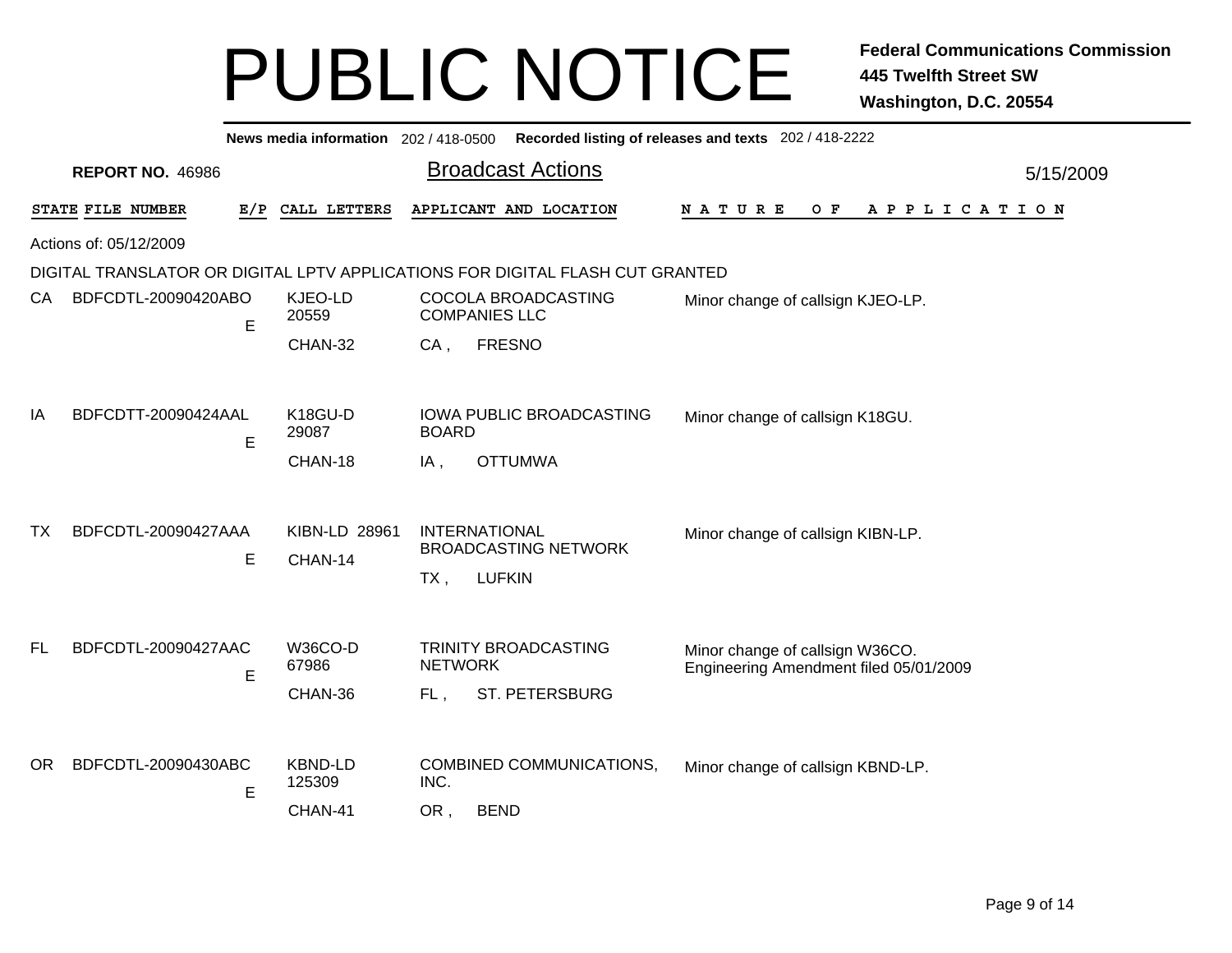# PUBLIC NOTICE

**Federal Communications Commission**
**445 Twelfth Street SW**
**Washington, D.C. 20554**

**News media information** 202 / 418-0500 **Recorded listing of releases and texts** 202 / 418-2222

**REPORT NO.** 46986

## Broadcast Actions

5/15/2009

Actions of: 05/12/2009

DIGITAL TRANSLATOR OR DIGITAL LPTV APPLICATIONS FOR DIGITAL FLASH CUT GRANTED

| STATE | FILE NUMBER | E/P | CALL LETTERS | APPLICANT AND LOCATION | NATURE OF APPLICATION |
|---|---|---|---|---|---|
| CA | BDFCDTL-20090420ABO | E | KJEO-LD 20559 CHAN-32 | COCOLA BROADCASTING COMPANIES LLC CA , FRESNO | Minor change of callsign KJEO-LP. |
| IA | BDFCDTT-20090424AAL | E | K18GU-D 29087 CHAN-18 | IOWA PUBLIC BROADCASTING BOARD IA , OTTUMWA | Minor change of callsign K18GU. |
| TX | BDFCDTL-20090427AAA | E | KIBN-LD 28961 CHAN-14 | INTERNATIONAL BROADCASTING NETWORK TX , LUFKIN | Minor change of callsign KIBN-LP. |
| FL | BDFCDTL-20090427AAC | E | W36CO-D 67986 CHAN-36 | TRINITY BROADCASTING NETWORK FL , ST. PETERSBURG | Minor change of callsign W36CO. Engineering Amendment filed 05/01/2009 |
| OR | BDFCDTL-20090430ABC | E | KBND-LD 125309 CHAN-41 | COMBINED COMMUNICATIONS, INC. OR , BEND | Minor change of callsign KBND-LP. |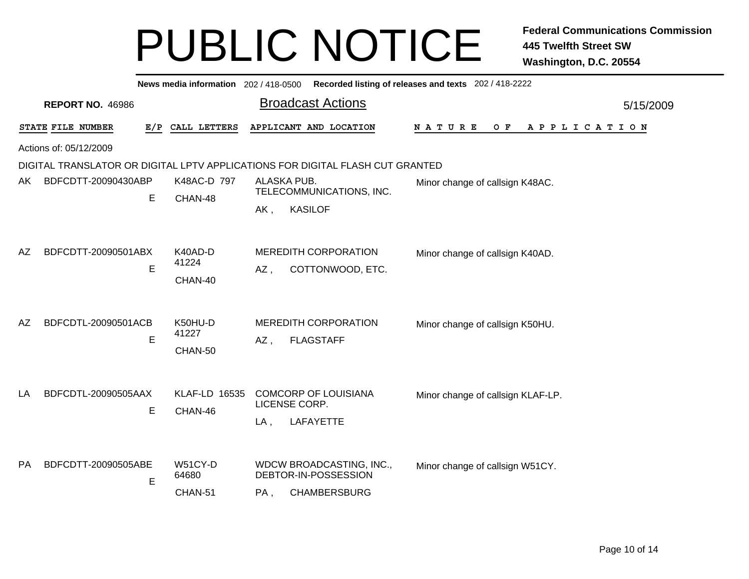# PUBLIC NOTICE

**Federal Communications Commission**
**445 Twelfth Street SW**
**Washington, D.C. 20554**

**News media information** 202 / 418-0500 **Recorded listing of releases and texts** 202 / 418-2222

**REPORT NO.** 46986

## Broadcast Actions

5/15/2009

Actions of: 05/12/2009

DIGITAL TRANSLATOR OR DIGITAL LPTV APPLICATIONS FOR DIGITAL FLASH CUT GRANTED

| STATE | FILE NUMBER | E/P | CALL LETTERS | APPLICANT AND LOCATION | NATURE OF APPLICATION |
|---|---|---|---|---|---|
| AK | BDFCDTT-20090430ABP | E | K48AC-D 797<br>CHAN-48 | ALASKA PUB. TELECOMMUNICATIONS, INC.<br>AK , KASILOF | Minor change of callsign K48AC. |
| AZ | BDFCDTT-20090501ABX | E | K40AD-D 41224<br>CHAN-40 | MEREDITH CORPORATION<br>AZ , COTTONWOOD, ETC. | Minor change of callsign K40AD. |
| AZ | BDFCDTL-20090501ACB | E | K50HU-D 41227<br>CHAN-50 | MEREDITH CORPORATION<br>AZ , FLAGSTAFF | Minor change of callsign K50HU. |
| LA | BDFCDTL-20090505AAX | E | KLAF-LD 16535<br>CHAN-46 | COMCORP OF LOUISIANA LICENSE CORP.<br>LA , LAFAYETTE | Minor change of callsign KLAF-LP. |
| PA | BDFCDTT-20090505ABE | E | W51CY-D 64680<br>CHAN-51 | WDCW BROADCASTING, INC., DEBTOR-IN-POSSESSION<br>PA , CHAMBERSBURG | Minor change of callsign W51CY. |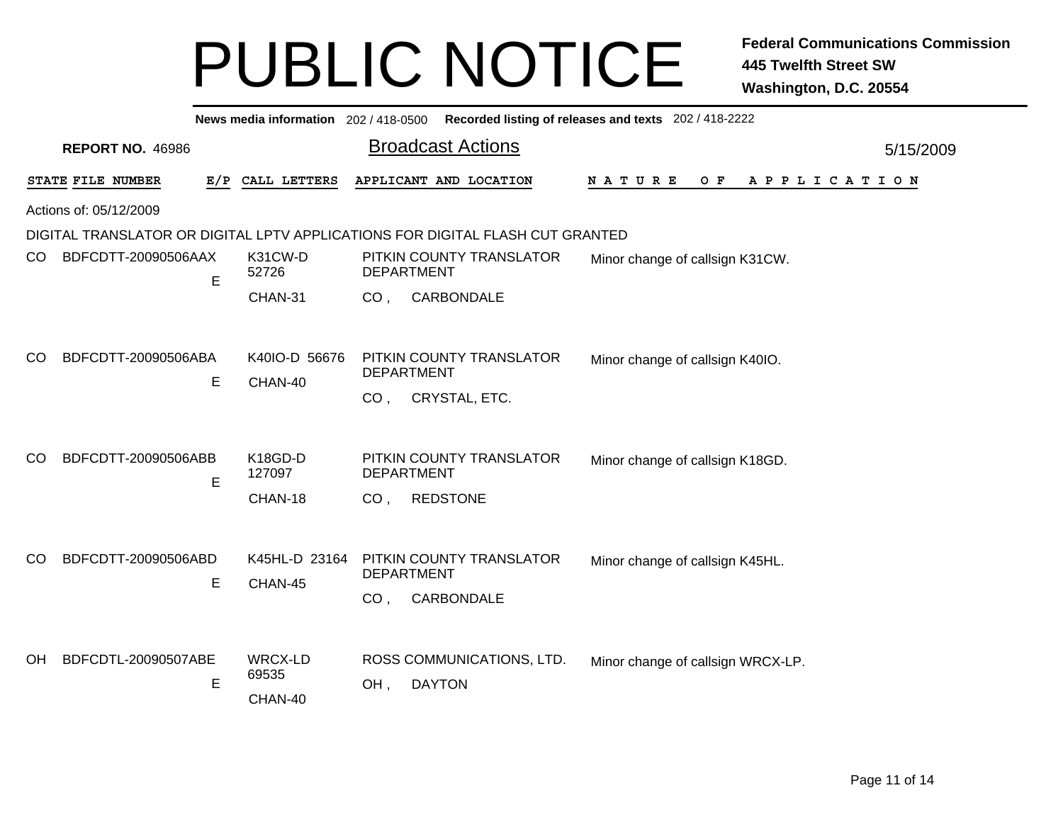# PUBLIC NOTICE

**Federal Communications Commission**
**445 Twelfth Street SW**
**Washington, D.C. 20554**

**News media information** 202 / 418-0500 **Recorded listing of releases and texts** 202 / 418-2222

**REPORT NO.** 46986

## Broadcast Actions

5/15/2009

Actions of: 05/12/2009

DIGITAL TRANSLATOR OR DIGITAL LPTV APPLICATIONS FOR DIGITAL FLASH CUT GRANTED

| STATE | FILE NUMBER | E/P | CALL LETTERS | APPLICANT AND LOCATION | NATURE OF APPLICATION |
|---|---|---|---|---|---|
| CO | BDFCDTT-20090506AAX | E | K31CW-D 52726 CHAN-31 | PITKIN COUNTY TRANSLATOR DEPARTMENT CO , CARBONDALE | Minor change of callsign K31CW. |
| CO | BDFCDTT-20090506ABA | E | K40IO-D 56676 CHAN-40 | PITKIN COUNTY TRANSLATOR DEPARTMENT CO , CRYSTAL, ETC. | Minor change of callsign K40IO. |
| CO | BDFCDTT-20090506ABB | E | K18GD-D 127097 CHAN-18 | PITKIN COUNTY TRANSLATOR DEPARTMENT CO , REDSTONE | Minor change of callsign K18GD. |
| CO | BDFCDTT-20090506ABD | E | K45HL-D 23164 CHAN-45 | PITKIN COUNTY TRANSLATOR DEPARTMENT CO , CARBONDALE | Minor change of callsign K45HL. |
| OH | BDFCDTL-20090507ABE | E | WRCX-LD 69535 CHAN-40 | ROSS COMMUNICATIONS, LTD. OH , DAYTON | Minor change of callsign WRCX-LP. |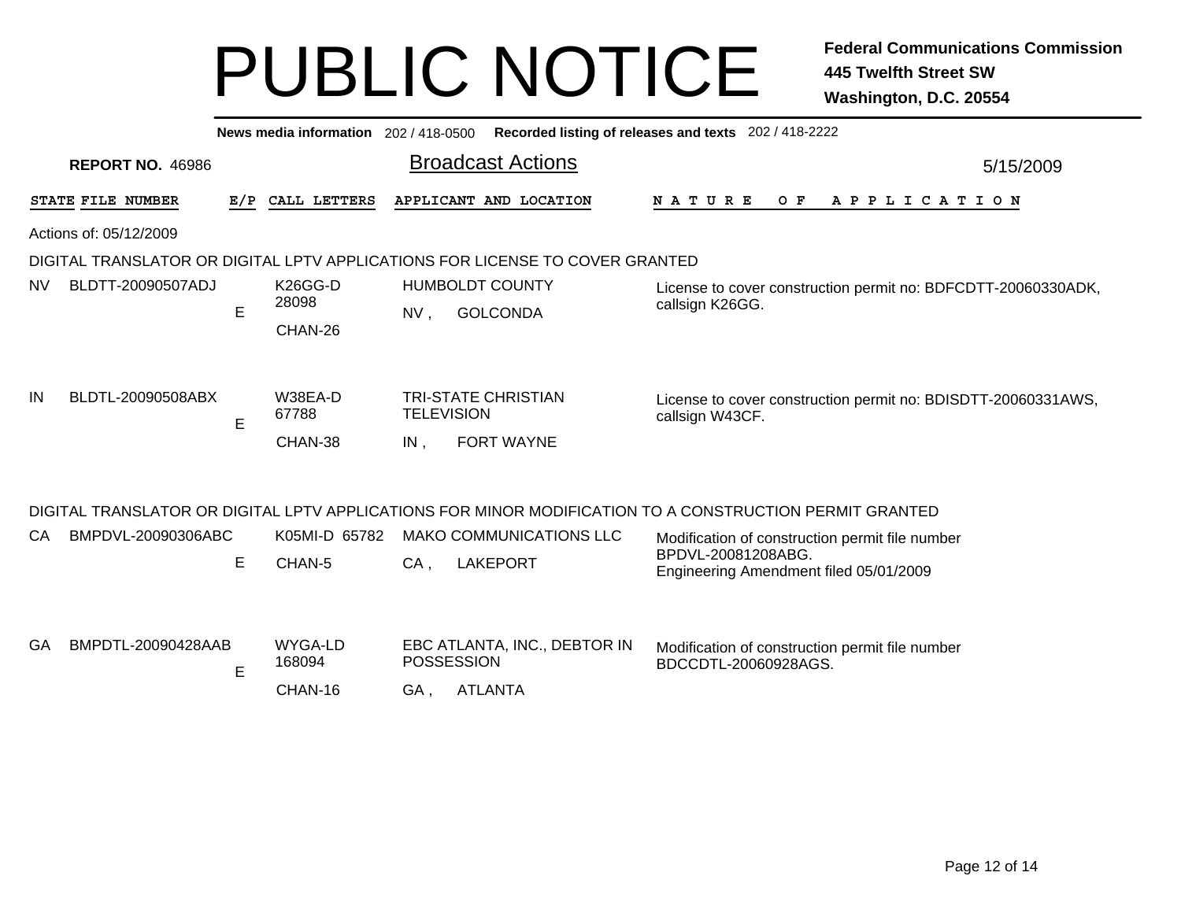# PUBLIC NOTICE

**Federal Communications Commission**
**445 Twelfth Street SW**
**Washington, D.C. 20554**

**News media information** 202 / 418-0500 **Recorded listing of releases and texts** 202 / 418-2222

**REPORT NO.** 46986

## Broadcast Actions

5/15/2009

Actions of: 05/12/2009

### DIGITAL TRANSLATOR OR DIGITAL LPTV APPLICATIONS FOR LICENSE TO COVER GRANTED

| STATE | FILE NUMBER | E/P | CALL LETTERS | APPLICANT AND LOCATION | NATURE OF APPLICATION |
|---|---|---|---|---|---|
| NV | BLDTT-20090507ADJ | E | K26GG-D 28098 CHAN-26 | HUMBOLDT COUNTY NV , GOLCONDA | License to cover construction permit no: BDFCDTT-20060330ADK, callsign K26GG. |
| IN | BLDTL-20090508ABX | E | W38EA-D 67788 CHAN-38 | TRI-STATE CHRISTIAN TELEVISION IN , FORT WAYNE | License to cover construction permit no: BDISDTT-20060331AWS, callsign W43CF. |

### DIGITAL TRANSLATOR OR DIGITAL LPTV APPLICATIONS FOR MINOR MODIFICATION TO A CONSTRUCTION PERMIT GRANTED

| STATE | FILE NUMBER | E/P | CALL LETTERS | APPLICANT AND LOCATION | NATURE OF APPLICATION |
|---|---|---|---|---|---|
| CA | BMPDVL-20090306ABC | E | K05MI-D 65782 CHAN-5 | MAKO COMMUNICATIONS LLC CA , LAKEPORT | Modification of construction permit file number BPDVL-20081208ABG. Engineering Amendment filed 05/01/2009 |
| GA | BMPDTL-20090428AAB | E | WYGA-LD 168094 CHAN-16 | EBC ATLANTA, INC., DEBTOR IN POSSESSION GA , ATLANTA | Modification of construction permit file number BDCCDTL-20060928AGS. |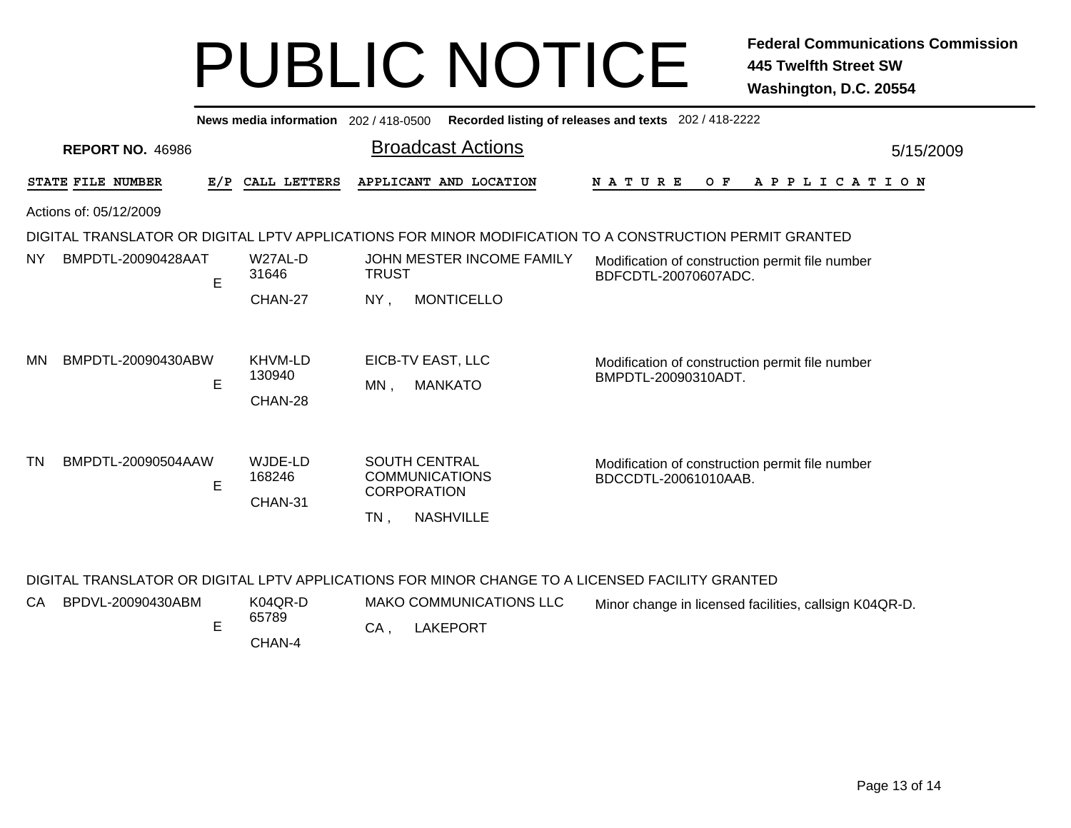# PUBLIC NOTICE

**Federal Communications Commission**
**445 Twelfth Street SW**
**Washington, D.C. 20554**

**News media information** 202 / 418-0500 **Recorded listing of releases and texts** 202 / 418-2222

**REPORT NO.** 46986

## Broadcast Actions

5/15/2009

Actions of: 05/12/2009

### DIGITAL TRANSLATOR OR DIGITAL LPTV APPLICATIONS FOR MINOR MODIFICATION TO A CONSTRUCTION PERMIT GRANTED

| STATE | FILE NUMBER | E/P | CALL LETTERS | APPLICANT AND LOCATION | NATURE OF APPLICATION |
|---|---|---|---|---|---|
| NY | BMPDTL-20090428AAT | E | W27AL-D 31646 CHAN-27 | JOHN MESTER INCOME FAMILY TRUST NY , MONTICELLO | Modification of construction permit file number BDFCDTL-20070607ADC. |
| MN | BMPDTL-20090430ABW | E | KHVM-LD 130940 CHAN-28 | EICB-TV EAST, LLC MN , MANKATO | Modification of construction permit file number BMPDTL-20090310ADT. |
| TN | BMPDTL-20090504AAW | E | WJDE-LD 168246 CHAN-31 | SOUTH CENTRAL COMMUNICATIONS CORPORATION TN , NASHVILLE | Modification of construction permit file number BDCCDTL-20061010AAB. |

### DIGITAL TRANSLATOR OR DIGITAL LPTV APPLICATIONS FOR MINOR CHANGE TO A LICENSED FACILITY GRANTED

| STATE | FILE NUMBER | E/P | CALL LETTERS | APPLICANT AND LOCATION | NATURE OF APPLICATION |
|---|---|---|---|---|---|
| CA | BPDVL-20090430ABM | E | K04QR-D 65789 CHAN-4 | MAKO COMMUNICATIONS LLC CA , LAKEPORT | Minor change in licensed facilities, callsign K04QR-D. |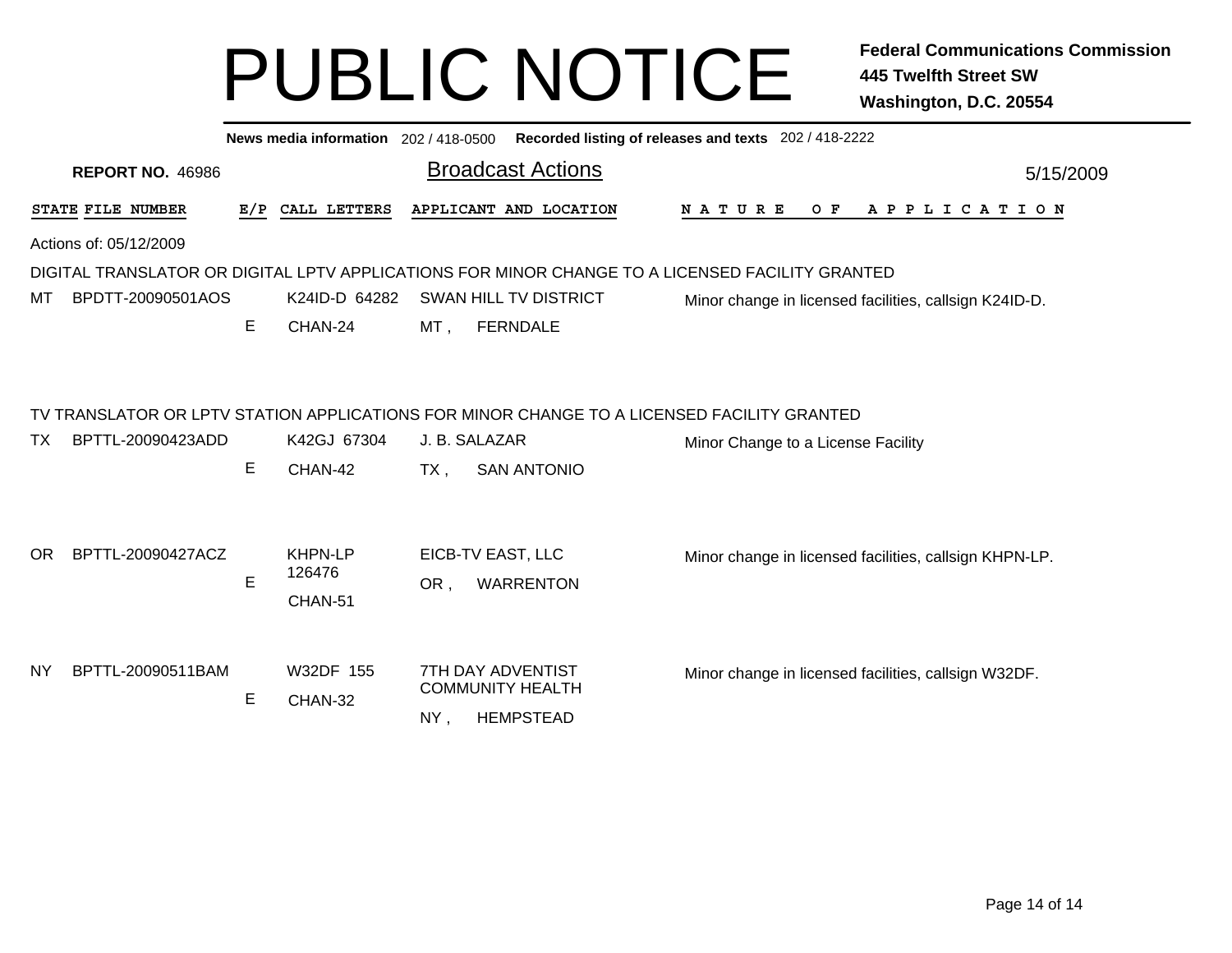# PUBLIC NOTICE

**Federal Communications Commission**
**445 Twelfth Street SW**
**Washington, D.C. 20554**

**News media information** 202 / 418-0500 **Recorded listing of releases and texts** 202 / 418-2222

**REPORT NO.** 46986

## Broadcast Actions

5/15/2009

Actions of: 05/12/2009

### DIGITAL TRANSLATOR OR DIGITAL LPTV APPLICATIONS FOR MINOR CHANGE TO A LICENSED FACILITY GRANTED

| STATE | FILE NUMBER | E/P | CALL LETTERS | APPLICANT AND LOCATION | NATURE OF APPLICATION |
|---|---|---|---|---|---|
| MT | BPDTT-20090501AOS | E | K24ID-D 64282 CHAN-24 | SWAN HILL TV DISTRICT MT , FERNDALE | Minor change in licensed facilities, callsign K24ID-D. |

### TV TRANSLATOR OR LPTV STATION APPLICATIONS FOR MINOR CHANGE TO A LICENSED FACILITY GRANTED

| STATE | FILE NUMBER | E/P | CALL LETTERS | APPLICANT AND LOCATION | NATURE OF APPLICATION |
|---|---|---|---|---|---|
| TX | BPTTL-20090423ADD | E | K42GJ 67304 CHAN-42 | J. B. SALAZAR TX , SAN ANTONIO | Minor Change to a License Facility |
| OR | BPTTL-20090427ACZ | E | KHPN-LP 126476 CHAN-51 | EICB-TV EAST, LLC OR , WARRENTON | Minor change in licensed facilities, callsign KHPN-LP. |
| NY | BPTTL-20090511BAM | E | W32DF 155 CHAN-32 | 7TH DAY ADVENTIST COMMUNITY HEALTH NY , HEMPSTEAD | Minor change in licensed facilities, callsign W32DF. |